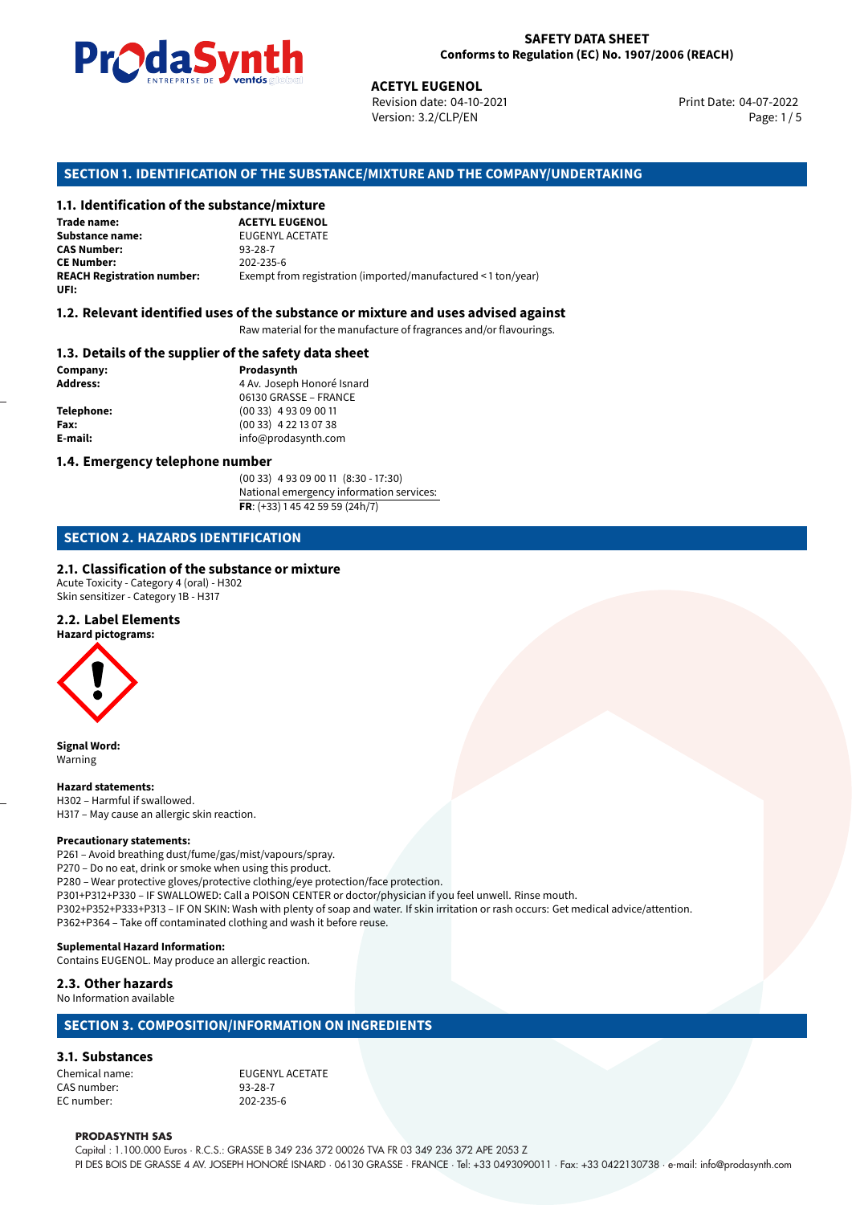**SAFETY DATA SHEET**
**Conforms to Regulation (EC) No. 1907/2006 (REACH)**

**ACETYL EUGENOL**
Revision date: 04-10-2021
Version: 3.2/CLP/EN
Print Date: 04-07-2022

## SECTION 1. IDENTIFICATION OF THE SUBSTANCE/MIXTURE AND THE COMPANY/UNDERTAKING

### 1.1. Identification of the substance/mixture

**Trade name:** **ACETYL EUGENOL**
**Substance name:** EUGENYL ACETATE
**CAS Number:** 93-28-7
**CE Number:** 202-235-6
**REACH Registration number:** Exempt from registration (imported/manufactured < 1 ton/year)
**UFI:**

### 1.2. Relevant identified uses of the substance or mixture and uses advised against

Raw material for the manufacture of fragrances and/or flavourings.

### 1.3. Details of the supplier of the safety data sheet

**Company:** **Prodasynth**
**Address:** 4 Av. Joseph Honoré Isnard
06130 GRASSE – FRANCE
**Telephone:** (00 33) 4 93 09 00 11
**Fax:** (00 33) 4 22 13 07 38
**E-mail:** info@prodasynth.com

### 1.4. Emergency telephone number

(00 33) 4 93 09 00 11 (8:30 - 17:30)
National emergency information services:
**FR**: (+33) 1 45 42 59 59 (24h/7)

## SECTION 2. HAZARDS IDENTIFICATION

### 2.1. Classification of the substance or mixture

Acute Toxicity - Category 4 (oral) - H302
Skin sensitizer - Category 1B - H317

### 2.2. Label Elements

**Hazard pictograms:**

**Signal Word:**
Warning

**Hazard statements:**
H302 – Harmful if swallowed.
H317 – May cause an allergic skin reaction.

**Precautionary statements:**
P261 – Avoid breathing dust/fume/gas/mist/vapours/spray.
P270 – Do no eat, drink or smoke when using this product.
P280 – Wear protective gloves/protective clothing/eye protection/face protection.
P301+P312+P330 – IF SWALLOWED: Call a POISON CENTER or doctor/physician if you feel unwell. Rinse mouth.
P302+P352+P333+P313 – IF ON SKIN: Wash with plenty of soap and water. If skin irritation or rash occurs: Get medical advice/attention.
P362+P364 – Take off contaminated clothing and wash it before reuse.

**Suplemental Hazard Information:**
Contains EUGENOL. May produce an allergic reaction.

### 2.3. Other hazards

No Information available

## SECTION 3. COMPOSITION/INFORMATION ON INGREDIENTS

### 3.1. Substances

Chemical name: EUGENYL ACETATE
CAS number: 93-28-7
EC number: 202-235-6

**PRODASYNTH SAS**
Capital : 1.100.000 Euros · R.C.S.: GRASSE B 349 236 372 00026 TVA FR 03 349 236 372 APE 2053 Z
PI DES BOIS DE GRASSE 4 AV. JOSEPH HONORÉ ISNARD · 06130 GRASSE · FRANCE · Tel: +33 0493090011 · Fax: +33 0422130738 · e-mail: info@prodasynth.com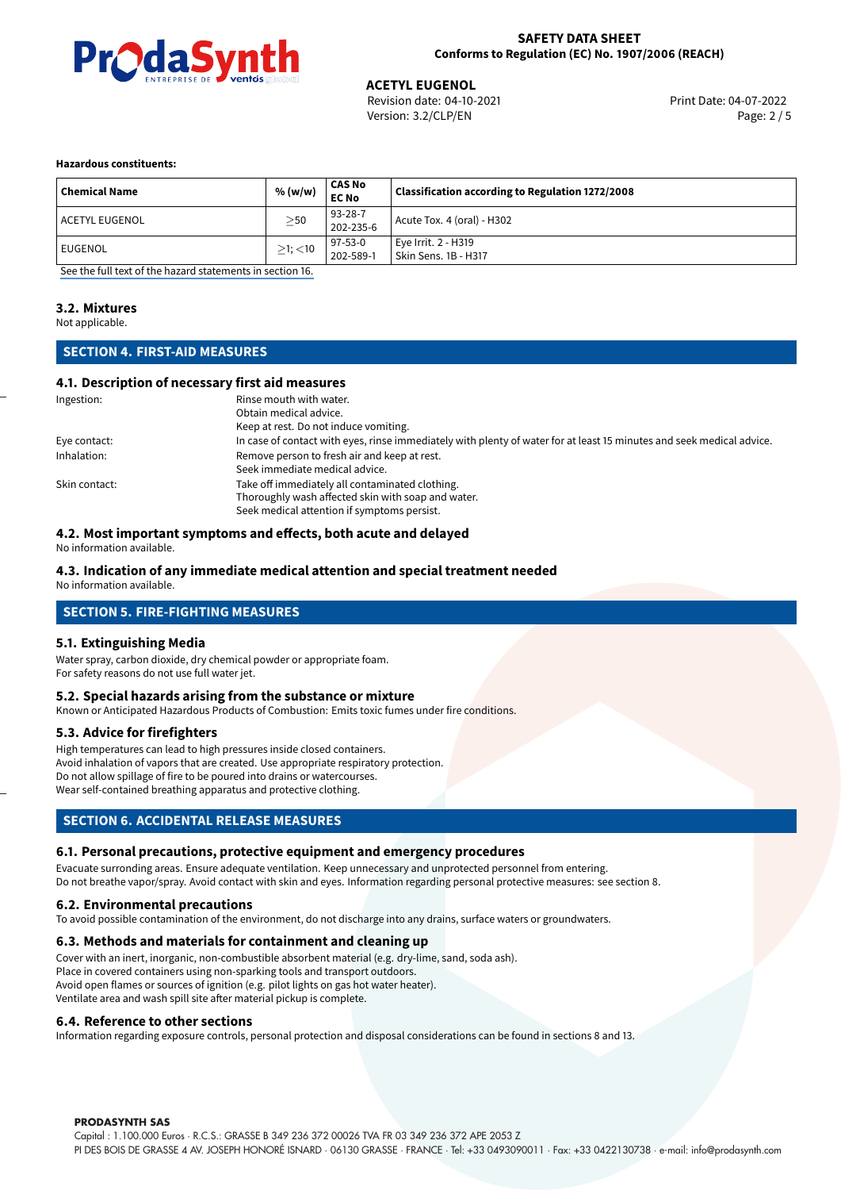**Hazardous constituents:**

| Chemical Name | % (w/w) | CAS No<br>EC No | Classification according to Regulation 1272/2008 |
|---|---|---|---|
| ACETYL EUGENOL | ≥50 | 93-28-7<br>202-235-6 | Acute Tox. 4 (oral) - H302 |
| EUGENOL | ≥1; <10 | 97-53-0<br>202-589-1 | Eye Irrit. 2 - H319<br>Skin Sens. 1B - H317 |

See the full text of the hazard statements in section 16.

### 3.2. Mixtures

Not applicable.

## SECTION 4. FIRST-AID MEASURES

### 4.1. Description of necessary first aid measures

Ingestion: Rinse mouth with water.
Obtain medical advice.
Keep at rest. Do not induce vomiting.

Eye contact: In case of contact with eyes, rinse immediately with plenty of water for at least 15 minutes and seek medical advice.

Inhalation: Remove person to fresh air and keep at rest.
Seek immediate medical advice.

Skin contact: Take off immediately all contaminated clothing.
Thoroughly wash affected skin with soap and water.
Seek medical attention if symptoms persist.

### 4.2. Most important symptoms and effects, both acute and delayed

No information available.

### 4.3. Indication of any immediate medical attention and special treatment needed

No information available.

## SECTION 5. FIRE-FIGHTING MEASURES

### 5.1. Extinguishing Media

Water spray, carbon dioxide, dry chemical powder or appropriate foam.
For safety reasons do not use full water jet.

### 5.2. Special hazards arising from the substance or mixture

Known or Anticipated Hazardous Products of Combustion: Emits toxic fumes under fire conditions.

### 5.3. Advice for firefighters

High temperatures can lead to high pressures inside closed containers.
Avoid inhalation of vapors that are created. Use appropriate respiratory protection.
Do not allow spillage of fire to be poured into drains or watercourses.
Wear self-contained breathing apparatus and protective clothing.

## SECTION 6. ACCIDENTAL RELEASE MEASURES

### 6.1. Personal precautions, protective equipment and emergency procedures

Evacuate surrounding areas. Ensure adequate ventilation. Keep unnecessary and unprotected personnel from entering.
Do not breathe vapor/spray. Avoid contact with skin and eyes. Information regarding personal protective measures: see section 8.

### 6.2. Environmental precautions

To avoid possible contamination of the environment, do not discharge into any drains, surface waters or groundwaters.

### 6.3. Methods and materials for containment and cleaning up

Cover with an inert, inorganic, non-combustible absorbent material (e.g. dry-lime, sand, soda ash).
Place in covered containers using non-sparking tools and transport outdoors.
Avoid open flames or sources of ignition (e.g. pilot lights on gas hot water heater).
Ventilate area and wash spill site after material pickup is complete.

### 6.4. Reference to other sections

Information regarding exposure controls, personal protection and disposal considerations can be found in sections 8 and 13.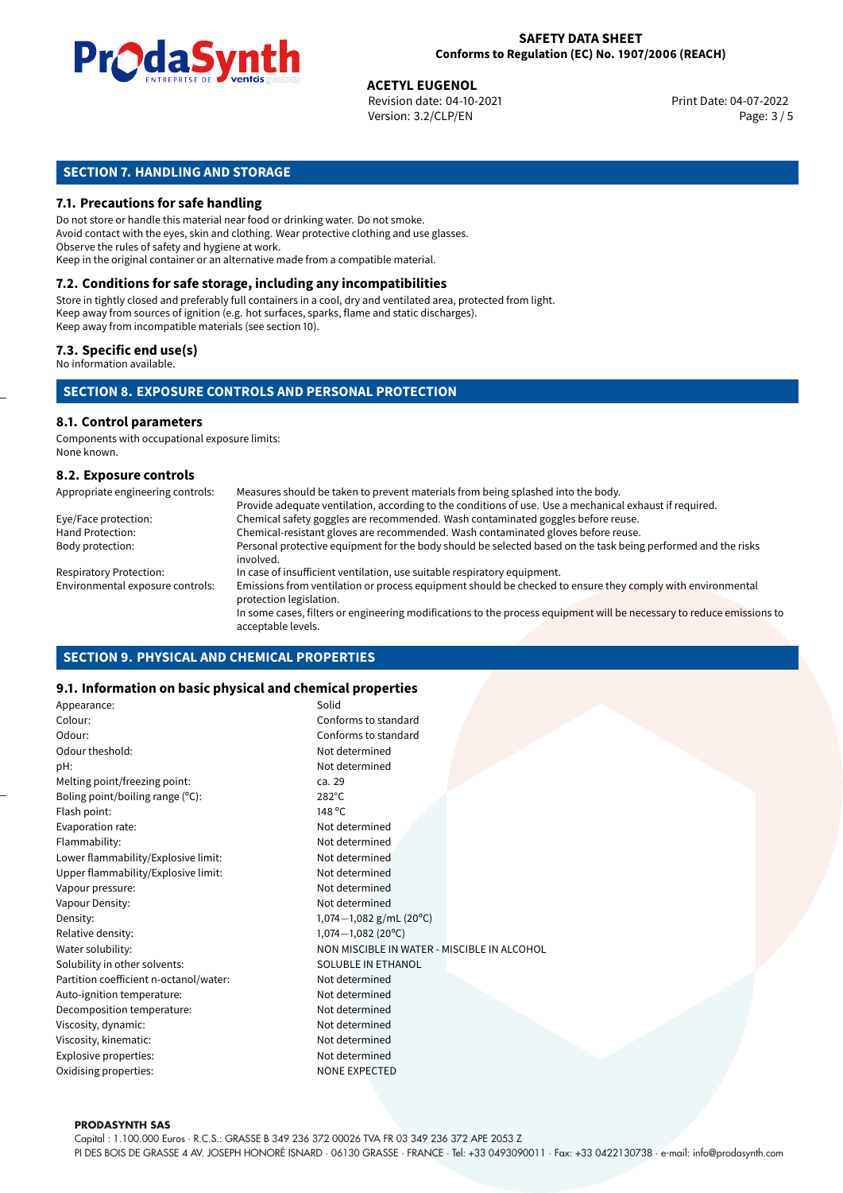## SECTION 7. HANDLING AND STORAGE

### 7.1. Precautions for safe handling

Do not store or handle this material near food or drinking water. Do not smoke.
Avoid contact with the eyes, skin and clothing. Wear protective clothing and use glasses.
Observe the rules of safety and hygiene at work.
Keep in the original container or an alternative made from a compatible material.

### 7.2. Conditions for safe storage, including any incompatibilities

Store in tightly closed and preferably full containers in a cool, dry and ventilated area, protected from light.
Keep away from sources of ignition (e.g. hot surfaces, sparks, flame and static discharges).
Keep away from incompatible materials (see section 10).

### 7.3. Specific end use(s)

No information available.

## SECTION 8. EXPOSURE CONTROLS AND PERSONAL PROTECTION

### 8.1. Control parameters

Components with occupational exposure limits:
None known.

### 8.2. Exposure controls

| | |
|---|---|
| Appropriate engineering controls: | Measures should be taken to prevent materials from being splashed into the body. Provide adequate ventilation, according to the conditions of use. Use a mechanical exhaust if required. |
| Eye/Face protection: | Chemical safety goggles are recommended. Wash contaminated goggles before reuse. |
| Hand Protection: | Chemical-resistant gloves are recommended. Wash contaminated gloves before reuse. |
| Body protection: | Personal protective equipment for the body should be selected based on the task being performed and the risks involved. |
| Respiratory Protection: | In case of insufficient ventilation, use suitable respiratory equipment. |
| Environmental exposure controls: | Emissions from ventilation or process equipment should be checked to ensure they comply with environmental protection legislation. In some cases, filters or engineering modifications to the process equipment will be necessary to reduce emissions to acceptable levels. |

## SECTION 9. PHYSICAL AND CHEMICAL PROPERTIES

### 9.1. Information on basic physical and chemical properties

| | |
|---|---|
| Appearance: | Solid |
| Colour: | Conforms to standard |
| Odour: | Conforms to standard |
| Odour theshold: | Not determined |
| pH: | Not determined |
| Melting point/freezing point: | ca. 29 |
| Boling point/boiling range (°C): | 282°C |
| Flash point: | 148 °C |
| Evaporation rate: | Not determined |
| Flammability: | Not determined |
| Lower flammability/Explosive limit: | Not determined |
| Upper flammability/Explosive limit: | Not determined |
| Vapour pressure: | Not determined |
| Vapour Density: | Not determined |
| Density: | 1,074−1,082 g/mL (20°C) |
| Relative density: | 1,074−1,082 (20°C) |
| Water solubility: | NON MISCIBLE IN WATER - MISCIBLE IN ALCOHOL |
| Solubility in other solvents: | SOLUBLE IN ETHANOL |
| Partition coefficient n-octanol/water: | Not determined |
| Auto-ignition temperature: | Not determined |
| Decomposition temperature: | Not determined |
| Viscosity, dynamic: | Not determined |
| Viscosity, kinematic: | Not determined |
| Explosive properties: | Not determined |
| Oxidising properties: | NONE EXPECTED |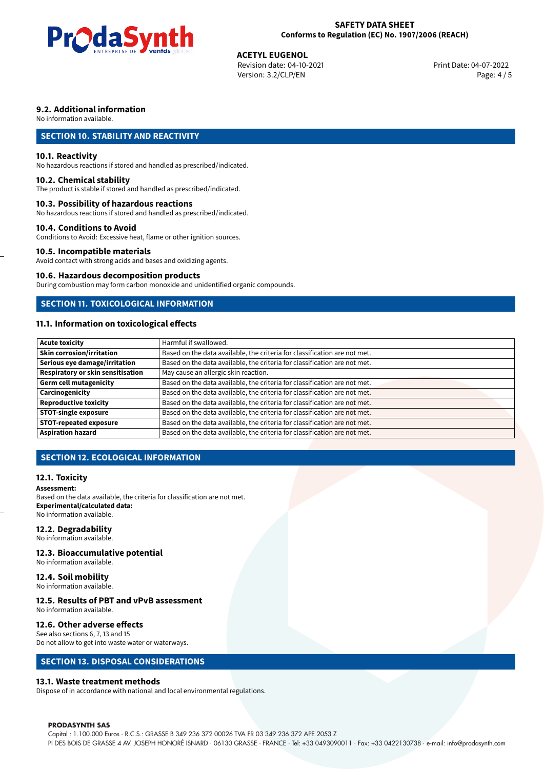### 9.2. Additional information

No information available.

## SECTION 10. STABILITY AND REACTIVITY

### 10.1. Reactivity

No hazardous reactions if stored and handled as prescribed/indicated.

### 10.2. Chemical stability

The product is stable if stored and handled as prescribed/indicated.

### 10.3. Possibility of hazardous reactions

No hazardous reactions if stored and handled as prescribed/indicated.

### 10.4. Conditions to Avoid

Conditions to Avoid: Excessive heat, flame or other ignition sources.

### 10.5. Incompatible materials

Avoid contact with strong acids and bases and oxidizing agents.

### 10.6. Hazardous decomposition products

During combustion may form carbon monoxide and unidentified organic compounds.

## SECTION 11. TOXICOLOGICAL INFORMATION

### 11.1. Information on toxicological effects

| | |
|---|---|
| **Acute toxicity** | Harmful if swallowed. |
| **Skin corrosion/irritation** | Based on the data available, the criteria for classification are not met. |
| **Serious eye damage/irritation** | Based on the data available, the criteria for classification are not met. |
| **Respiratory or skin sensitisation** | May cause an allergic skin reaction. |
| **Germ cell mutagenicity** | Based on the data available, the criteria for classification are not met. |
| **Carcinogenicity** | Based on the data available, the criteria for classification are not met. |
| **Reproductive toxicity** | Based on the data available, the criteria for classification are not met. |
| **STOT-single exposure** | Based on the data available, the criteria for classification are not met. |
| **STOT-repeated exposure** | Based on the data available, the criteria for classification are not met. |
| **Aspiration hazard** | Based on the data available, the criteria for classification are not met. |

## SECTION 12. ECOLOGICAL INFORMATION

### 12.1. Toxicity

**Assessment:**
Based on the data available, the criteria for classification are not met.
**Experimental/calculated data:**
No information available.

### 12.2. Degradability

No information available.

### 12.3. Bioaccumulative potential

No information available.

### 12.4. Soil mobility

No information available.

### 12.5. Results of PBT and vPvB assessment

No information available.

### 12.6. Other adverse effects

See also sections 6, 7, 13 and 15
Do not allow to get into waste water or waterways.

## SECTION 13. DISPOSAL CONSIDERATIONS

### 13.1. Waste treatment methods

Dispose of in accordance with national and local environmental regulations.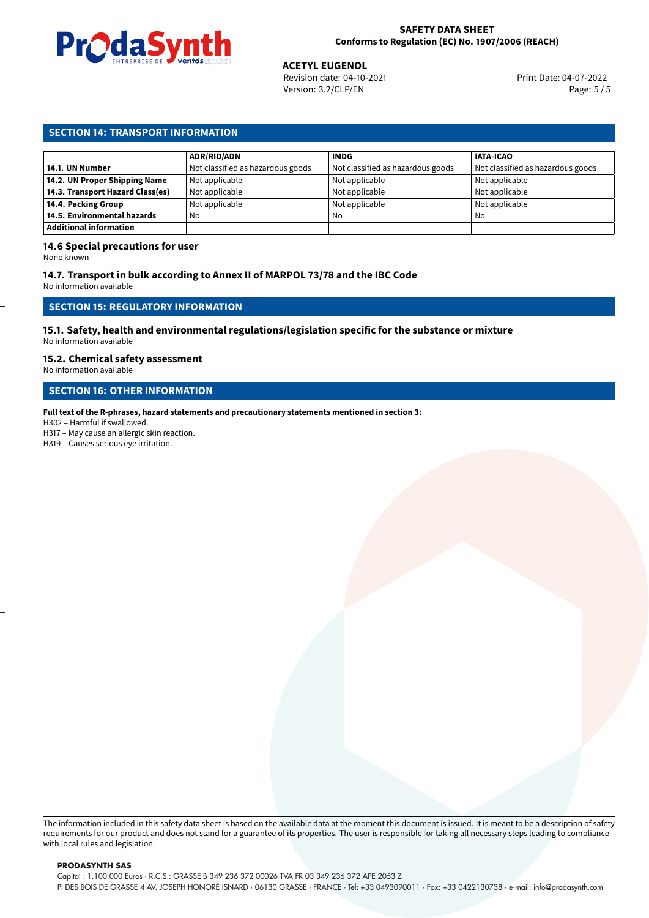## SECTION 14: TRANSPORT INFORMATION

| | ADR/RID/ADN | IMDG | IATA-ICAO |
|---|---|---|---|
| **14.1. UN Number** | Not classified as hazardous goods | Not classified as hazardous goods | Not classified as hazardous goods |
| **14.2. UN Proper Shipping Name** | Not applicable | Not applicable | Not applicable |
| **14.3. Transport Hazard Class(es)** | Not applicable | Not applicable | Not applicable |
| **14.4. Packing Group** | Not applicable | Not applicable | Not applicable |
| **14.5. Environmental hazards** | No | No | No |
| **Additional information** | | | |

### 14.6 Special precautions for user

None known

### 14.7. Transport in bulk according to Annex II of MARPOL 73/78 and the IBC Code

No information available

## SECTION 15: REGULATORY INFORMATION

### 15.1. Safety, health and environmental regulations/legislation specific for the substance or mixture

No information available

### 15.2. Chemical safety assessment

No information available

## SECTION 16: OTHER INFORMATION

**Full text of the R-phrases, hazard statements and precautionary statements mentioned in section 3:**

H302 – Harmful if swallowed.
H317 – May cause an allergic skin reaction.
H319 – Causes serious eye irritation.

The information included in this safety data sheet is based on the available data at the moment this document is issued. It is meant to be a description of safety requirements for our product and does not stand for a guarantee of its properties. The user is responsible for taking all necessary steps leading to compliance with local rules and legislation.

**PRODASYNTH SAS**

Capital : 1.100.000 Euros · R.C.S.: GRASSE B 349 236 372 00026 TVA FR 03 349 236 372 APE 2053 Z
PI DES BOIS DE GRASSE 4 AV. JOSEPH HONORÉ ISNARD · 06130 GRASSE · FRANCE · Tel: +33 0493090011 · Fax: +33 0422130738 · e-mail: info@prodasynth.com